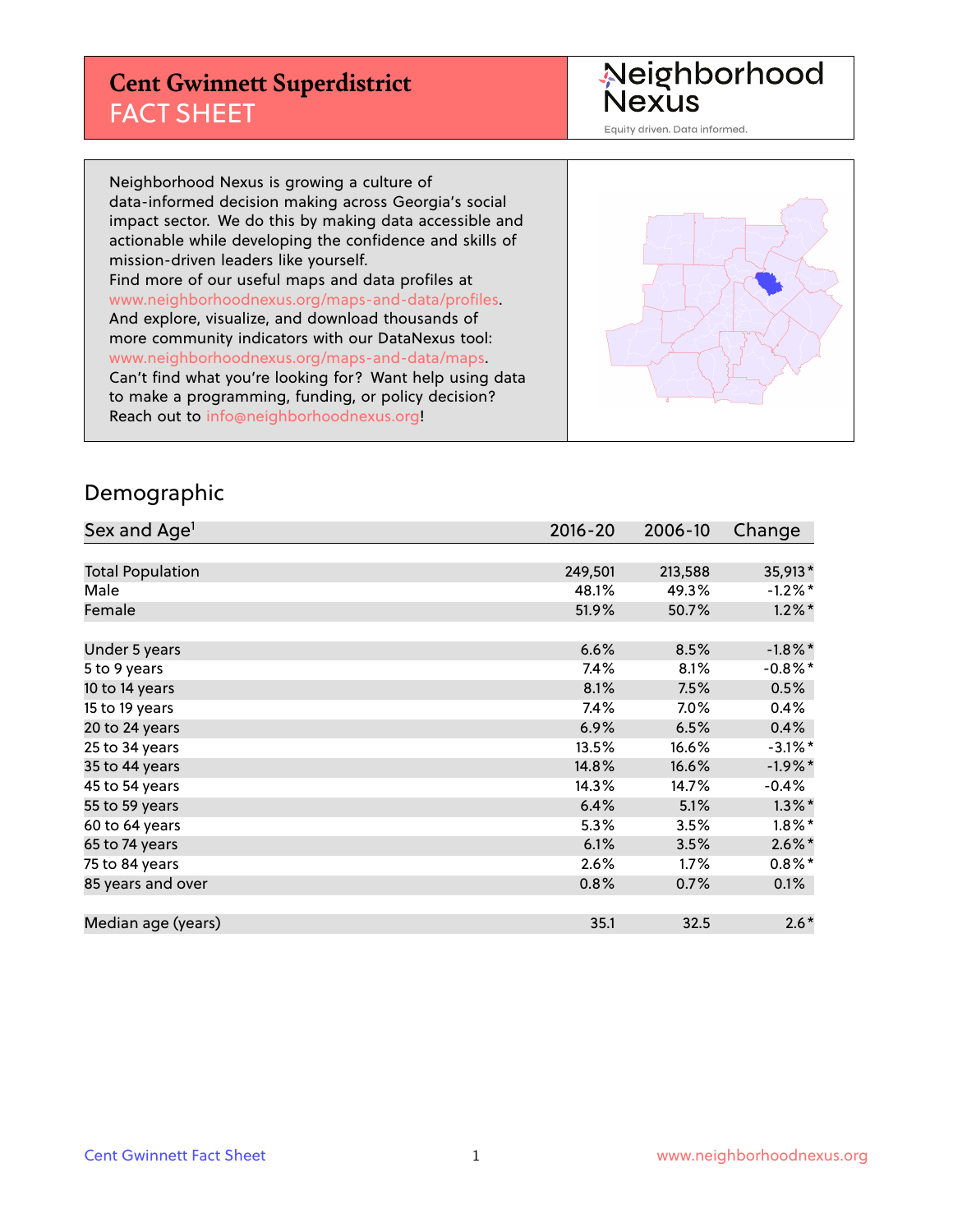# Cent Gwinnett Superdistrict
## FACT SHEET

Neighborhood Nexus
Equity driven. Data informed.

Neighborhood Nexus is growing a culture of data-informed decision making across Georgia's social impact sector. We do this by making data accessible and actionable while developing the confidence and skills of mission-driven leaders like yourself.
Find more of our useful maps and data profiles at www.neighborhoodnexus.org/maps-and-data/profiles.
And explore, visualize, and download thousands of more community indicators with our DataNexus tool: www.neighborhoodnexus.org/maps-and-data/maps.
Can't find what you're looking for? Want help using data to make a programming, funding, or policy decision? Reach out to info@neighborhoodnexus.org!

## Demographic

| Sex and Age[1] | 2016-20 | 2006-10 | Change |
|---|---|---|---|
| Total Population | 249,501 | 213,588 | 35,913* |
| Male | 48.1% | 49.3% | -1.2%* |
| Female | 51.9% | 50.7% | 1.2%* |
| Under 5 years | 6.6% | 8.5% | -1.8%* |
| 5 to 9 years | 7.4% | 8.1% | -0.8%* |
| 10 to 14 years | 8.1% | 7.5% | 0.5% |
| 15 to 19 years | 7.4% | 7.0% | 0.4% |
| 20 to 24 years | 6.9% | 6.5% | 0.4% |
| 25 to 34 years | 13.5% | 16.6% | -3.1%* |
| 35 to 44 years | 14.8% | 16.6% | -1.9%* |
| 45 to 54 years | 14.3% | 14.7% | -0.4% |
| 55 to 59 years | 6.4% | 5.1% | 1.3%* |
| 60 to 64 years | 5.3% | 3.5% | 1.8%* |
| 65 to 74 years | 6.1% | 3.5% | 2.6%* |
| 75 to 84 years | 2.6% | 1.7% | 0.8%* |
| 85 years and over | 0.8% | 0.7% | 0.1% |
| Median age (years) | 35.1 | 32.5 | 2.6* |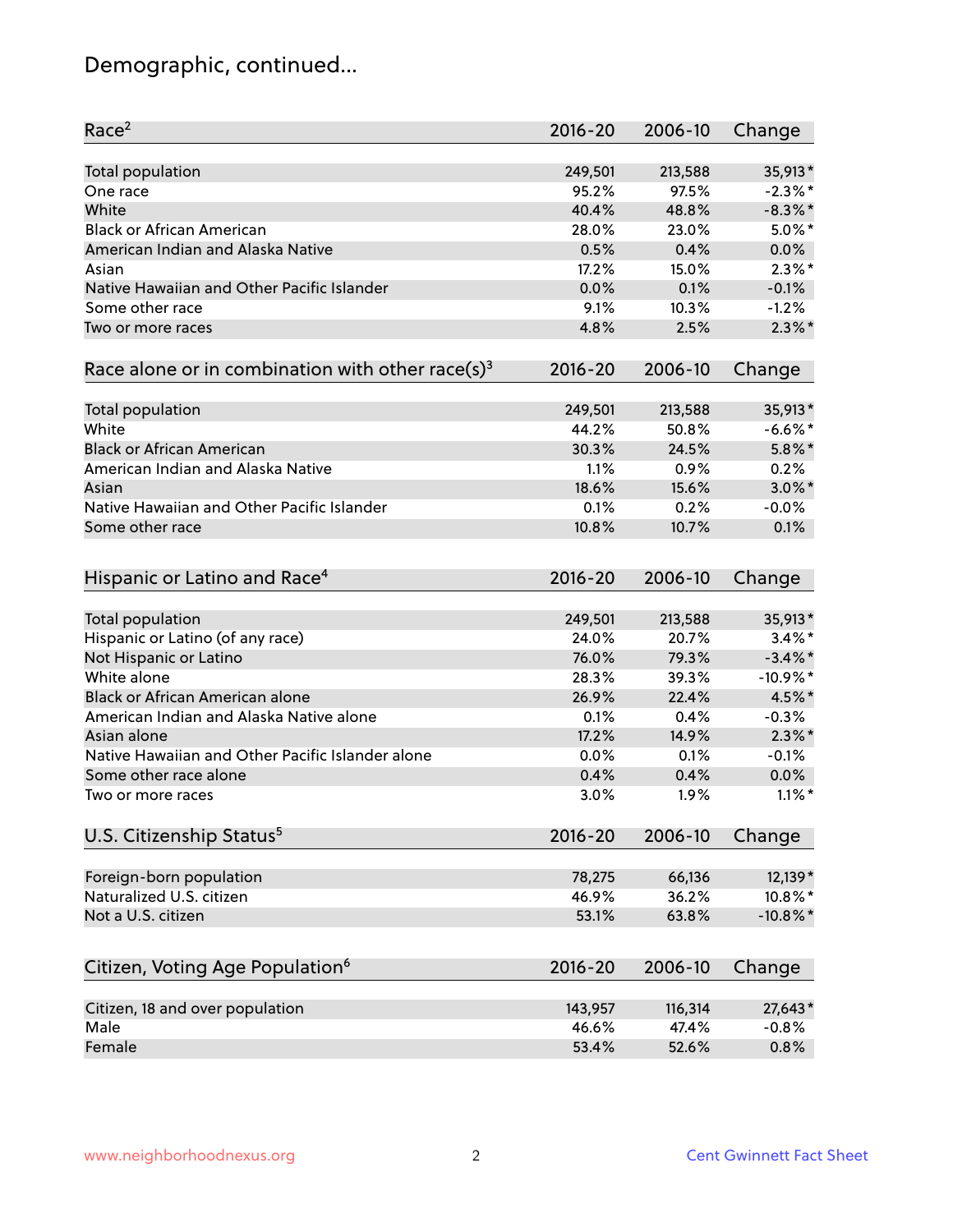# Demographic, continued...

| Race[2] | 2016-20 | 2006-10 | Change |
|---|---|---|---|
| Total population | 249,501 | 213,588 | 35,913* |
| One race | 95.2% | 97.5% | -2.3%* |
| White | 40.4% | 48.8% | -8.3%* |
| Black or African American | 28.0% | 23.0% | 5.0%* |
| American Indian and Alaska Native | 0.5% | 0.4% | 0.0% |
| Asian | 17.2% | 15.0% | 2.3%* |
| Native Hawaiian and Other Pacific Islander | 0.0% | 0.1% | -0.1% |
| Some other race | 9.1% | 10.3% | -1.2% |
| Two or more races | 4.8% | 2.5% | 2.3%* |

| Race alone or in combination with other race(s)[3] | 2016-20 | 2006-10 | Change |
|---|---|---|---|
| Total population | 249,501 | 213,588 | 35,913* |
| White | 44.2% | 50.8% | -6.6%* |
| Black or African American | 30.3% | 24.5% | 5.8%* |
| American Indian and Alaska Native | 1.1% | 0.9% | 0.2% |
| Asian | 18.6% | 15.6% | 3.0%* |
| Native Hawaiian and Other Pacific Islander | 0.1% | 0.2% | -0.0% |
| Some other race | 10.8% | 10.7% | 0.1% |

| Hispanic or Latino and Race[4] | 2016-20 | 2006-10 | Change |
|---|---|---|---|
| Total population | 249,501 | 213,588 | 35,913* |
| Hispanic or Latino (of any race) | 24.0% | 20.7% | 3.4%* |
| Not Hispanic or Latino | 76.0% | 79.3% | -3.4%* |
| White alone | 28.3% | 39.3% | -10.9%* |
| Black or African American alone | 26.9% | 22.4% | 4.5%* |
| American Indian and Alaska Native alone | 0.1% | 0.4% | -0.3% |
| Asian alone | 17.2% | 14.9% | 2.3%* |
| Native Hawaiian and Other Pacific Islander alone | 0.0% | 0.1% | -0.1% |
| Some other race alone | 0.4% | 0.4% | 0.0% |
| Two or more races | 3.0% | 1.9% | 1.1%* |

| U.S. Citizenship Status[5] | 2016-20 | 2006-10 | Change |
|---|---|---|---|
| Foreign-born population | 78,275 | 66,136 | 12,139* |
| Naturalized U.S. citizen | 46.9% | 36.2% | 10.8%* |
| Not a U.S. citizen | 53.1% | 63.8% | -10.8%* |

| Citizen, Voting Age Population[6] | 2016-20 | 2006-10 | Change |
|---|---|---|---|
| Citizen, 18 and over population | 143,957 | 116,314 | 27,643* |
| Male | 46.6% | 47.4% | -0.8% |
| Female | 53.4% | 52.6% | 0.8% |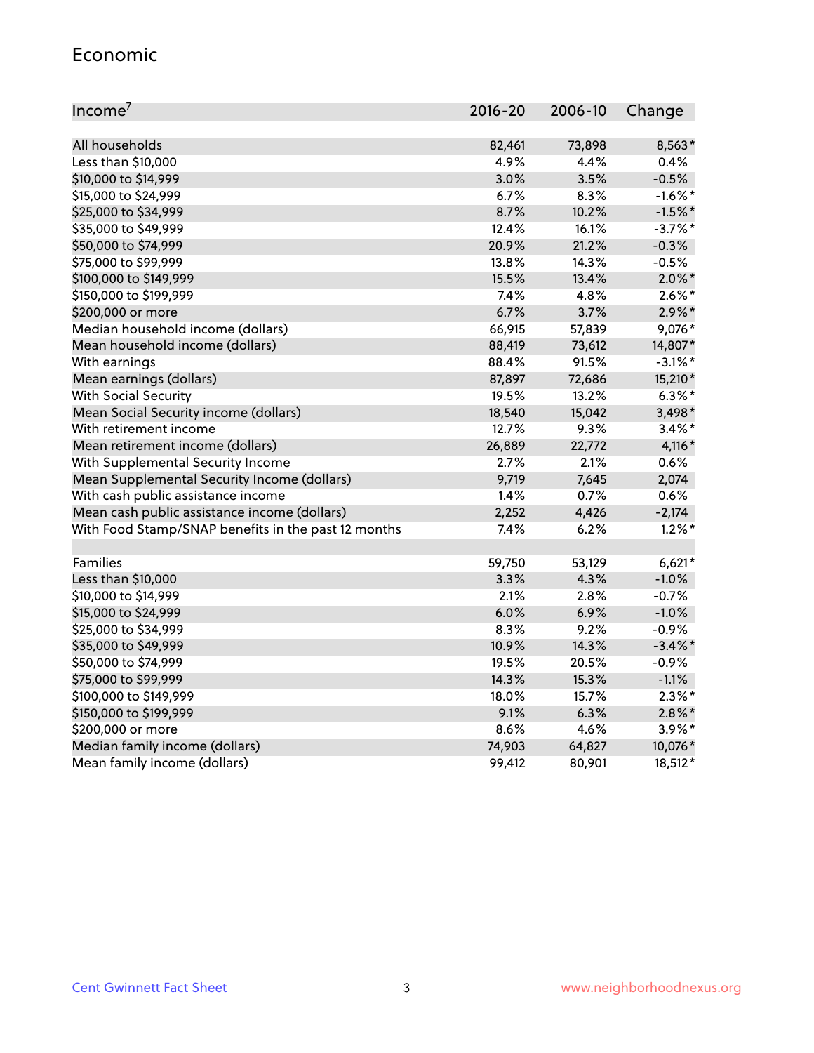## Economic

| Income[7] | 2016-20 | 2006-10 | Change |
|---|---|---|---|
| All households | 82,461 | 73,898 | 8,563* |
| Less than $10,000 | 4.9% | 4.4% | 0.4% |
| $10,000 to $14,999 | 3.0% | 3.5% | -0.5% |
| $15,000 to $24,999 | 6.7% | 8.3% | -1.6%* |
| $25,000 to $34,999 | 8.7% | 10.2% | -1.5%* |
| $35,000 to $49,999 | 12.4% | 16.1% | -3.7%* |
| $50,000 to $74,999 | 20.9% | 21.2% | -0.3% |
| $75,000 to $99,999 | 13.8% | 14.3% | -0.5% |
| $100,000 to $149,999 | 15.5% | 13.4% | 2.0%* |
| $150,000 to $199,999 | 7.4% | 4.8% | 2.6%* |
| $200,000 or more | 6.7% | 3.7% | 2.9%* |
| Median household income (dollars) | 66,915 | 57,839 | 9,076* |
| Mean household income (dollars) | 88,419 | 73,612 | 14,807* |
| With earnings | 88.4% | 91.5% | -3.1%* |
| Mean earnings (dollars) | 87,897 | 72,686 | 15,210* |
| With Social Security | 19.5% | 13.2% | 6.3%* |
| Mean Social Security income (dollars) | 18,540 | 15,042 | 3,498* |
| With retirement income | 12.7% | 9.3% | 3.4%* |
| Mean retirement income (dollars) | 26,889 | 22,772 | 4,116* |
| With Supplemental Security Income | 2.7% | 2.1% | 0.6% |
| Mean Supplemental Security Income (dollars) | 9,719 | 7,645 | 2,074 |
| With cash public assistance income | 1.4% | 0.7% | 0.6% |
| Mean cash public assistance income (dollars) | 2,252 | 4,426 | -2,174 |
| With Food Stamp/SNAP benefits in the past 12 months | 7.4% | 6.2% | 1.2%* |
| | | | |
| Families | 59,750 | 53,129 | 6,621* |
| Less than $10,000 | 3.3% | 4.3% | -1.0% |
| $10,000 to $14,999 | 2.1% | 2.8% | -0.7% |
| $15,000 to $24,999 | 6.0% | 6.9% | -1.0% |
| $25,000 to $34,999 | 8.3% | 9.2% | -0.9% |
| $35,000 to $49,999 | 10.9% | 14.3% | -3.4%* |
| $50,000 to $74,999 | 19.5% | 20.5% | -0.9% |
| $75,000 to $99,999 | 14.3% | 15.3% | -1.1% |
| $100,000 to $149,999 | 18.0% | 15.7% | 2.3%* |
| $150,000 to $199,999 | 9.1% | 6.3% | 2.8%* |
| $200,000 or more | 8.6% | 4.6% | 3.9%* |
| Median family income (dollars) | 74,903 | 64,827 | 10,076* |
| Mean family income (dollars) | 99,412 | 80,901 | 18,512* |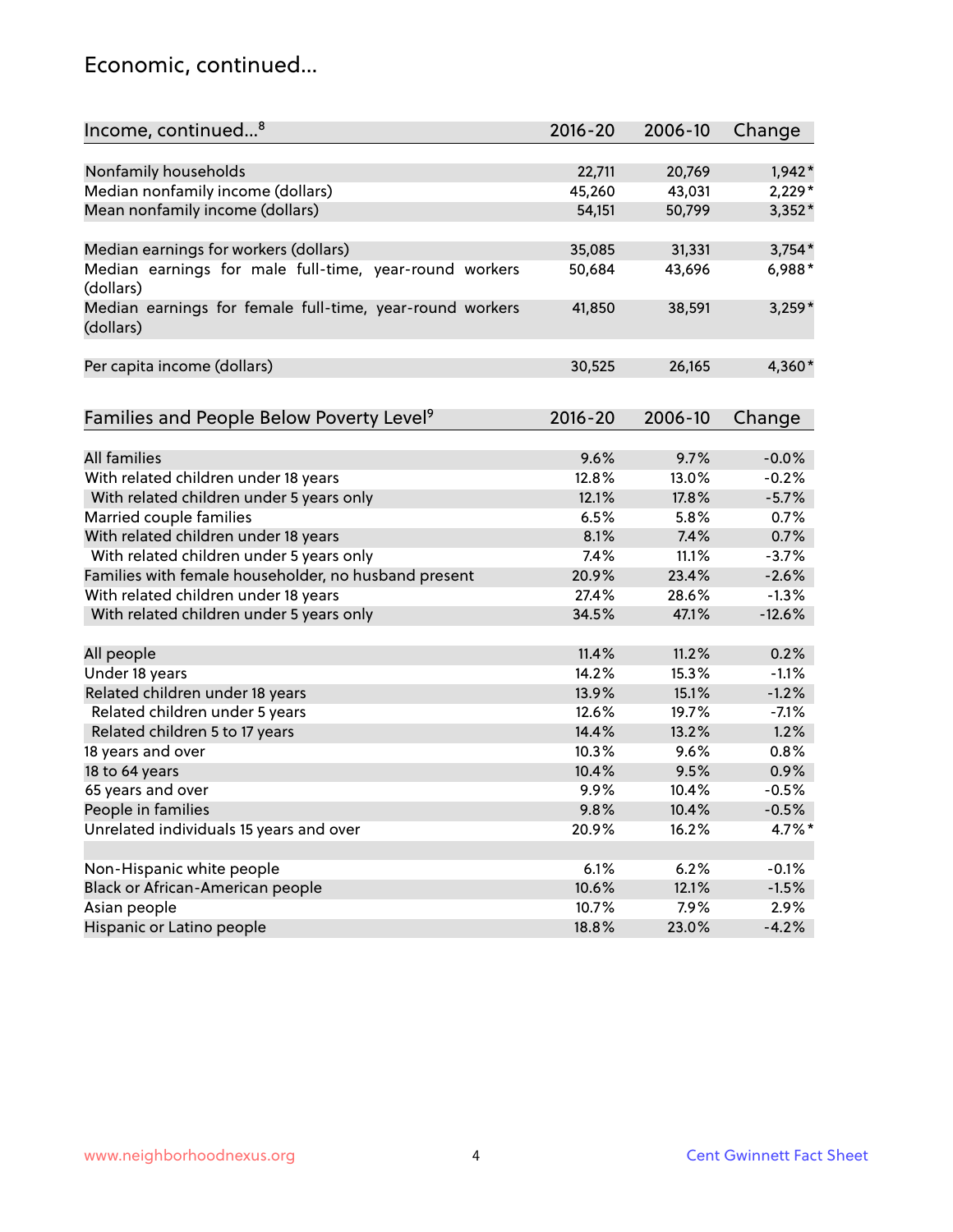## Economic, continued...

| Income, continued...[8] | 2016-20 | 2006-10 | Change |
|---|---|---|---|
| Nonfamily households | 22,711 | 20,769 | 1,942* |
| Median nonfamily income (dollars) | 45,260 | 43,031 | 2,229* |
| Mean nonfamily income (dollars) | 54,151 | 50,799 | 3,352* |
| Median earnings for workers (dollars) | 35,085 | 31,331 | 3,754* |
| Median earnings for male full-time, year-round workers (dollars) | 50,684 | 43,696 | 6,988* |
| Median earnings for female full-time, year-round workers (dollars) | 41,850 | 38,591 | 3,259* |
| Per capita income (dollars) | 30,525 | 26,165 | 4,360* |

| Families and People Below Poverty Level[9] | 2016-20 | 2006-10 | Change |
|---|---|---|---|
| All families | 9.6% | 9.7% | -0.0% |
| With related children under 18 years | 12.8% | 13.0% | -0.2% |
| With related children under 5 years only | 12.1% | 17.8% | -5.7% |
| Married couple families | 6.5% | 5.8% | 0.7% |
| With related children under 18 years | 8.1% | 7.4% | 0.7% |
| With related children under 5 years only | 7.4% | 11.1% | -3.7% |
| Families with female householder, no husband present | 20.9% | 23.4% | -2.6% |
| With related children under 18 years | 27.4% | 28.6% | -1.3% |
| With related children under 5 years only | 34.5% | 47.1% | -12.6% |
| All people | 11.4% | 11.2% | 0.2% |
| Under 18 years | 14.2% | 15.3% | -1.1% |
| Related children under 18 years | 13.9% | 15.1% | -1.2% |
| Related children under 5 years | 12.6% | 19.7% | -7.1% |
| Related children 5 to 17 years | 14.4% | 13.2% | 1.2% |
| 18 years and over | 10.3% | 9.6% | 0.8% |
| 18 to 64 years | 10.4% | 9.5% | 0.9% |
| 65 years and over | 9.9% | 10.4% | -0.5% |
| People in families | 9.8% | 10.4% | -0.5% |
| Unrelated individuals 15 years and over | 20.9% | 16.2% | 4.7%* |
| Non-Hispanic white people | 6.1% | 6.2% | -0.1% |
| Black or African-American people | 10.6% | 12.1% | -1.5% |
| Asian people | 10.7% | 7.9% | 2.9% |
| Hispanic or Latino people | 18.8% | 23.0% | -4.2% |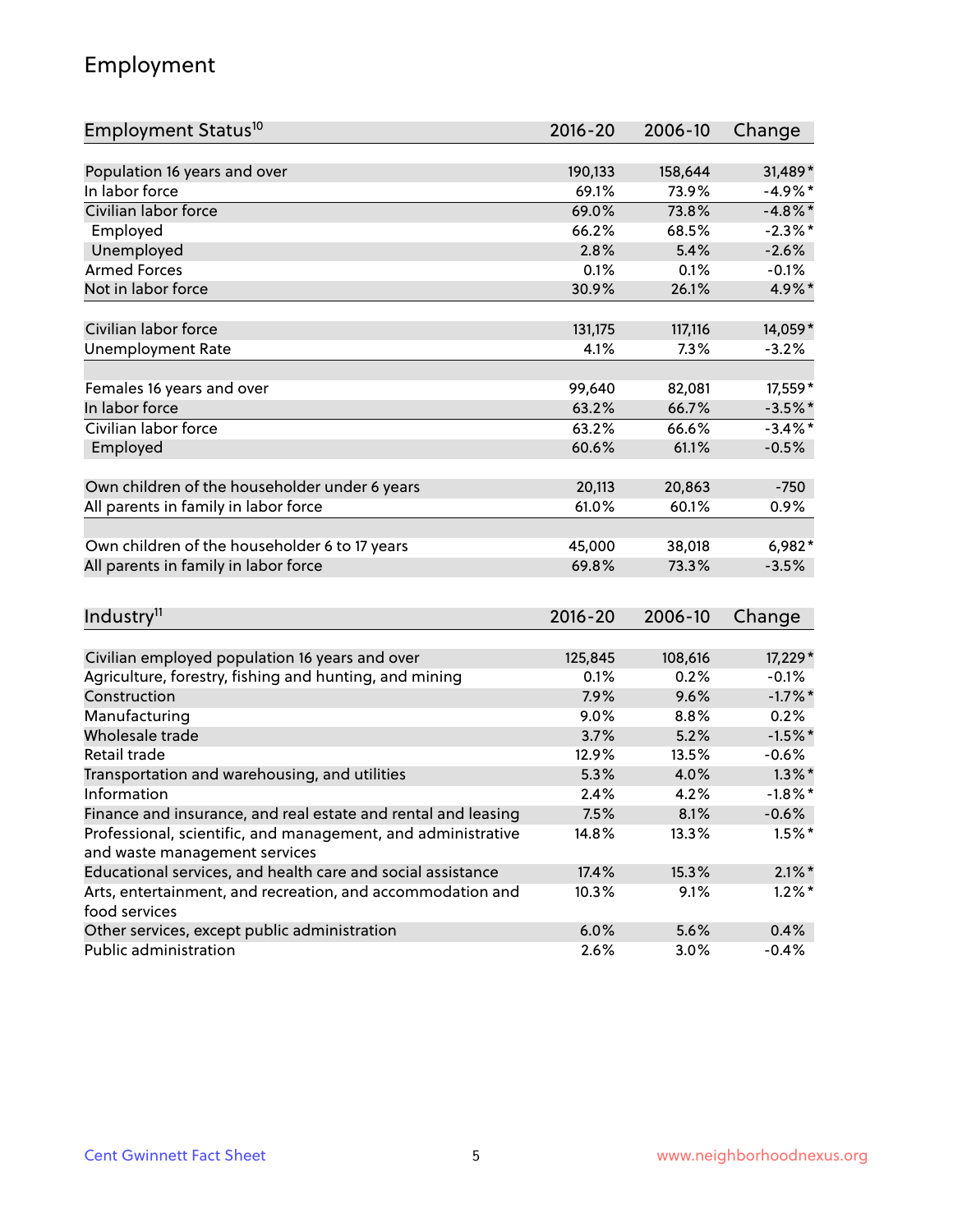# Employment

| Employment Status[10] | 2016-20 | 2006-10 | Change |
| --- | --- | --- | --- |
| Population 16 years and over | 190,133 | 158,644 | 31,489* |
| In labor force | 69.1% | 73.9% | -4.9%* |
| Civilian labor force | 69.0% | 73.8% | -4.8%* |
| Employed | 66.2% | 68.5% | -2.3%* |
| Unemployed | 2.8% | 5.4% | -2.6% |
| Armed Forces | 0.1% | 0.1% | -0.1% |
| Not in labor force | 30.9% | 26.1% | 4.9%* |
| | | | |
| Civilian labor force | 131,175 | 117,116 | 14,059* |
| Unemployment Rate | 4.1% | 7.3% | -3.2% |
| | | | |
| Females 16 years and over | 99,640 | 82,081 | 17,559* |
| In labor force | 63.2% | 66.7% | -3.5%* |
| Civilian labor force | 63.2% | 66.6% | -3.4%* |
| Employed | 60.6% | 61.1% | -0.5% |
| | | | |
| Own children of the householder under 6 years | 20,113 | 20,863 | -750 |
| All parents in family in labor force | 61.0% | 60.1% | 0.9% |
| | | | |
| Own children of the householder 6 to 17 years | 45,000 | 38,018 | 6,982* |
| All parents in family in labor force | 69.8% | 73.3% | -3.5% |

| Industry[11] | 2016-20 | 2006-10 | Change |
| --- | --- | --- | --- |
| Civilian employed population 16 years and over | 125,845 | 108,616 | 17,229* |
| Agriculture, forestry, fishing and hunting, and mining | 0.1% | 0.2% | -0.1% |
| Construction | 7.9% | 9.6% | -1.7%* |
| Manufacturing | 9.0% | 8.8% | 0.2% |
| Wholesale trade | 3.7% | 5.2% | -1.5%* |
| Retail trade | 12.9% | 13.5% | -0.6% |
| Transportation and warehousing, and utilities | 5.3% | 4.0% | 1.3%* |
| Information | 2.4% | 4.2% | -1.8%* |
| Finance and insurance, and real estate and rental and leasing | 7.5% | 8.1% | -0.6% |
| Professional, scientific, and management, and administrative and waste management services | 14.8% | 13.3% | 1.5%* |
| Educational services, and health care and social assistance | 17.4% | 15.3% | 2.1%* |
| Arts, entertainment, and recreation, and accommodation and food services | 10.3% | 9.1% | 1.2%* |
| Other services, except public administration | 6.0% | 5.6% | 0.4% |
| Public administration | 2.6% | 3.0% | -0.4% |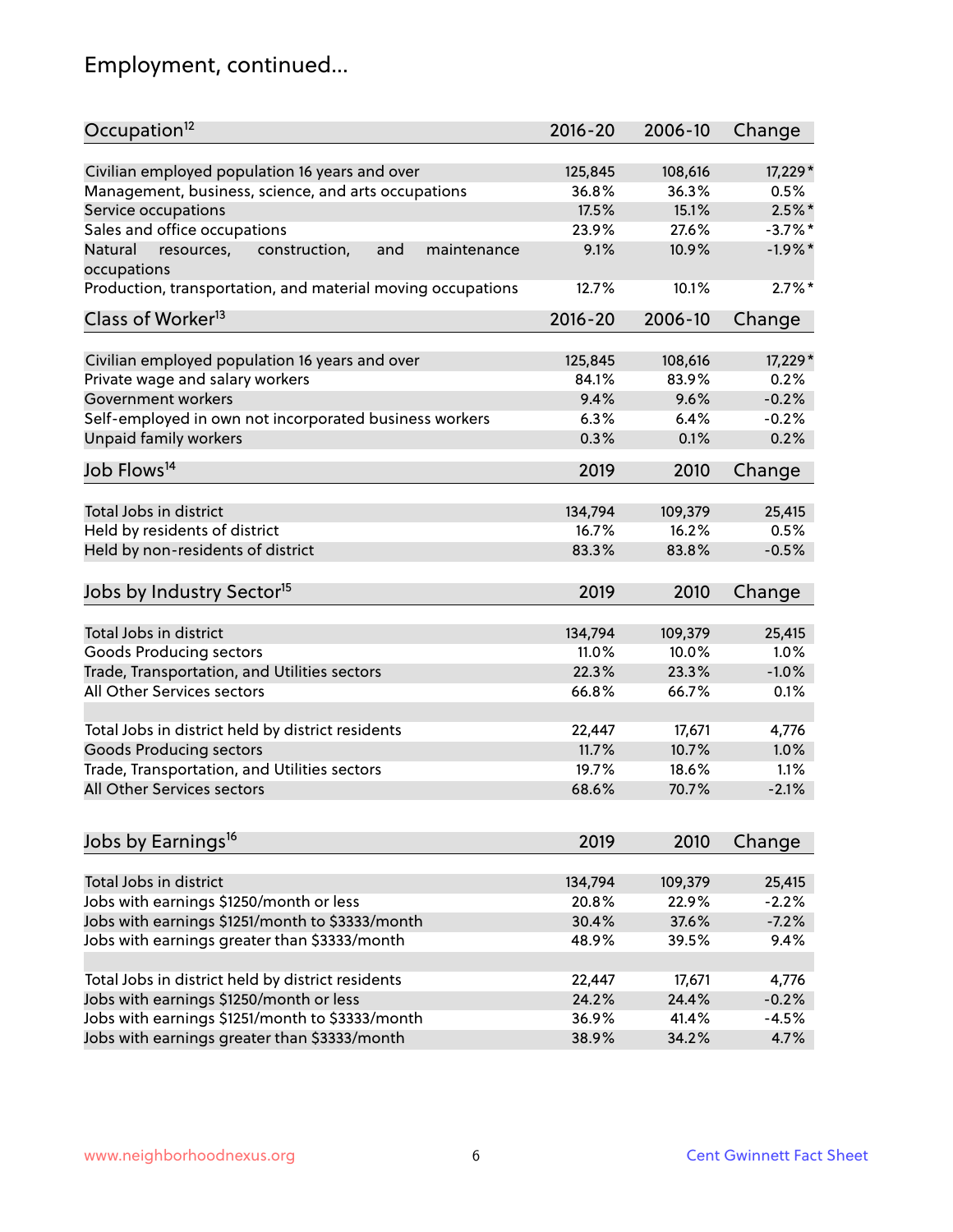# Employment, continued...

| Occupation[12] | 2016-20 | 2006-10 | Change |
|---|---|---|---|
| Civilian employed population 16 years and over | 125,845 | 108,616 | 17,229* |
| Management, business, science, and arts occupations | 36.8% | 36.3% | 0.5% |
| Service occupations | 17.5% | 15.1% | 2.5%* |
| Sales and office occupations | 23.9% | 27.6% | -3.7%* |
| Natural resources, construction, and maintenance occupations | 9.1% | 10.9% | -1.9%* |
| Production, transportation, and material moving occupations | 12.7% | 10.1% | 2.7%* |

| Class of Worker[13] | 2016-20 | 2006-10 | Change |
|---|---|---|---|
| Civilian employed population 16 years and over | 125,845 | 108,616 | 17,229* |
| Private wage and salary workers | 84.1% | 83.9% | 0.2% |
| Government workers | 9.4% | 9.6% | -0.2% |
| Self-employed in own not incorporated business workers | 6.3% | 6.4% | -0.2% |
| Unpaid family workers | 0.3% | 0.1% | 0.2% |

| Job Flows[14] | 2019 | 2010 | Change |
|---|---|---|---|
| Total Jobs in district | 134,794 | 109,379 | 25,415 |
| Held by residents of district | 16.7% | 16.2% | 0.5% |
| Held by non-residents of district | 83.3% | 83.8% | -0.5% |

| Jobs by Industry Sector[15] | 2019 | 2010 | Change |
|---|---|---|---|
| Total Jobs in district | 134,794 | 109,379 | 25,415 |
| Goods Producing sectors | 11.0% | 10.0% | 1.0% |
| Trade, Transportation, and Utilities sectors | 22.3% | 23.3% | -1.0% |
| All Other Services sectors | 66.8% | 66.7% | 0.1% |
| | | | |
| Total Jobs in district held by district residents | 22,447 | 17,671 | 4,776 |
| Goods Producing sectors | 11.7% | 10.7% | 1.0% |
| Trade, Transportation, and Utilities sectors | 19.7% | 18.6% | 1.1% |
| All Other Services sectors | 68.6% | 70.7% | -2.1% |

| Jobs by Earnings[16] | 2019 | 2010 | Change |
|---|---|---|---|
| Total Jobs in district | 134,794 | 109,379 | 25,415 |
| Jobs with earnings $1250/month or less | 20.8% | 22.9% | -2.2% |
| Jobs with earnings $1251/month to $3333/month | 30.4% | 37.6% | -7.2% |
| Jobs with earnings greater than $3333/month | 48.9% | 39.5% | 9.4% |
| | | | |
| Total Jobs in district held by district residents | 22,447 | 17,671 | 4,776 |
| Jobs with earnings $1250/month or less | 24.2% | 24.4% | -0.2% |
| Jobs with earnings $1251/month to $3333/month | 36.9% | 41.4% | -4.5% |
| Jobs with earnings greater than $3333/month | 38.9% | 34.2% | 4.7% |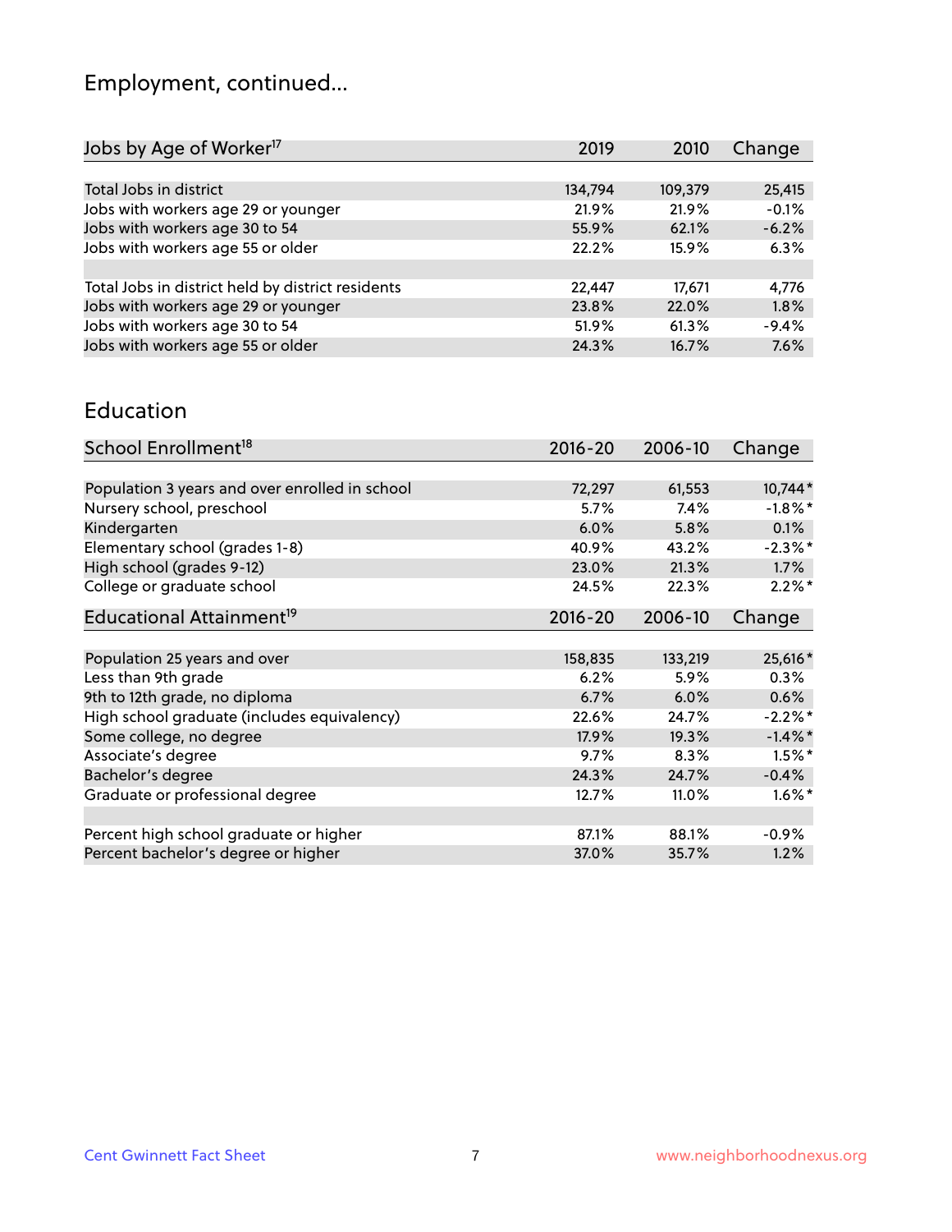# Employment, continued...

| Jobs by Age of Worker[17] | 2019 | 2010 | Change |
|---|---|---|---|
| Total Jobs in district | 134,794 | 109,379 | 25,415 |
| Jobs with workers age 29 or younger | 21.9% | 21.9% | -0.1% |
| Jobs with workers age 30 to 54 | 55.9% | 62.1% | -6.2% |
| Jobs with workers age 55 or older | 22.2% | 15.9% | 6.3% |
| | | | |
| Total Jobs in district held by district residents | 22,447 | 17,671 | 4,776 |
| Jobs with workers age 29 or younger | 23.8% | 22.0% | 1.8% |
| Jobs with workers age 30 to 54 | 51.9% | 61.3% | -9.4% |
| Jobs with workers age 55 or older | 24.3% | 16.7% | 7.6% |

## Education

| School Enrollment[18] | 2016-20 | 2006-10 | Change |
|---|---|---|---|
| Population 3 years and over enrolled in school | 72,297 | 61,553 | 10,744* |
| Nursery school, preschool | 5.7% | 7.4% | -1.8%* |
| Kindergarten | 6.0% | 5.8% | 0.1% |
| Elementary school (grades 1-8) | 40.9% | 43.2% | -2.3%* |
| High school (grades 9-12) | 23.0% | 21.3% | 1.7% |
| College or graduate school | 24.5% | 22.3% | 2.2%* |

| Educational Attainment[19] | 2016-20 | 2006-10 | Change |
|---|---|---|---|
| Population 25 years and over | 158,835 | 133,219 | 25,616* |
| Less than 9th grade | 6.2% | 5.9% | 0.3% |
| 9th to 12th grade, no diploma | 6.7% | 6.0% | 0.6% |
| High school graduate (includes equivalency) | 22.6% | 24.7% | -2.2%* |
| Some college, no degree | 17.9% | 19.3% | -1.4%* |
| Associate's degree | 9.7% | 8.3% | 1.5%* |
| Bachelor's degree | 24.3% | 24.7% | -0.4% |
| Graduate or professional degree | 12.7% | 11.0% | 1.6%* |
| | | | |
| Percent high school graduate or higher | 87.1% | 88.1% | -0.9% |
| Percent bachelor's degree or higher | 37.0% | 35.7% | 1.2% |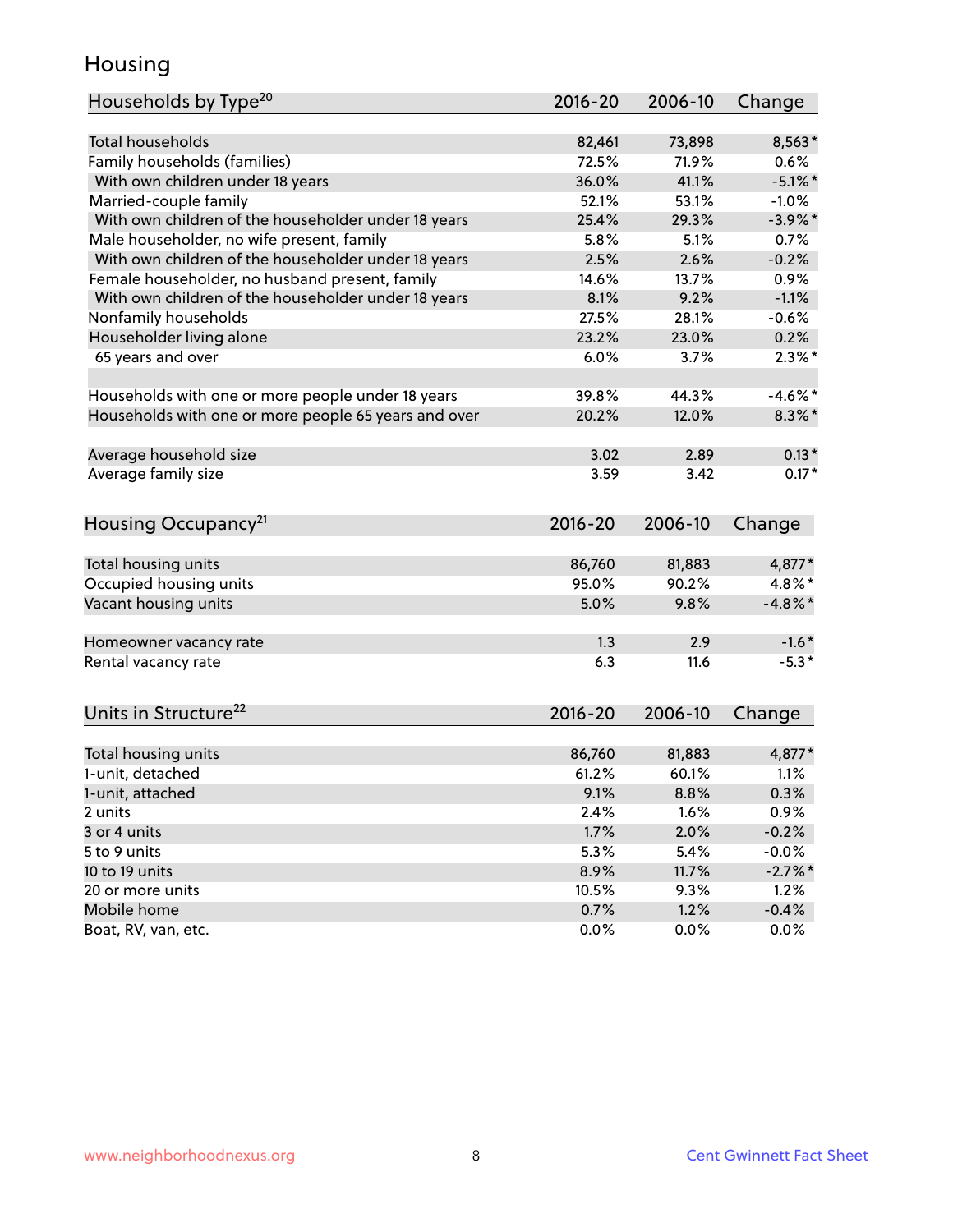# Housing

| Households by Type[20] | 2016-20 | 2006-10 | Change |
|---|---|---|---|
| Total households | 82,461 | 73,898 | 8,563* |
| Family households (families) | 72.5% | 71.9% | 0.6% |
| With own children under 18 years | 36.0% | 41.1% | -5.1%* |
| Married-couple family | 52.1% | 53.1% | -1.0% |
| With own children of the householder under 18 years | 25.4% | 29.3% | -3.9%* |
| Male householder, no wife present, family | 5.8% | 5.1% | 0.7% |
| With own children of the householder under 18 years | 2.5% | 2.6% | -0.2% |
| Female householder, no husband present, family | 14.6% | 13.7% | 0.9% |
| With own children of the householder under 18 years | 8.1% | 9.2% | -1.1% |
| Nonfamily households | 27.5% | 28.1% | -0.6% |
| Householder living alone | 23.2% | 23.0% | 0.2% |
| 65 years and over | 6.0% | 3.7% | 2.3%* |
| | | | |
| Households with one or more people under 18 years | 39.8% | 44.3% | -4.6%* |
| Households with one or more people 65 years and over | 20.2% | 12.0% | 8.3%* |
| | | | |
| Average household size | 3.02 | 2.89 | 0.13* |
| Average family size | 3.59 | 3.42 | 0.17* |

| Housing Occupancy[21] | 2016-20 | 2006-10 | Change |
|---|---|---|---|
| Total housing units | 86,760 | 81,883 | 4,877* |
| Occupied housing units | 95.0% | 90.2% | 4.8%* |
| Vacant housing units | 5.0% | 9.8% | -4.8%* |
| | | | |
| Homeowner vacancy rate | 1.3 | 2.9 | -1.6* |
| Rental vacancy rate | 6.3 | 11.6 | -5.3* |

| Units in Structure[22] | 2016-20 | 2006-10 | Change |
|---|---|---|---|
| Total housing units | 86,760 | 81,883 | 4,877* |
| 1-unit, detached | 61.2% | 60.1% | 1.1% |
| 1-unit, attached | 9.1% | 8.8% | 0.3% |
| 2 units | 2.4% | 1.6% | 0.9% |
| 3 or 4 units | 1.7% | 2.0% | -0.2% |
| 5 to 9 units | 5.3% | 5.4% | -0.0% |
| 10 to 19 units | 8.9% | 11.7% | -2.7%* |
| 20 or more units | 10.5% | 9.3% | 1.2% |
| Mobile home | 0.7% | 1.2% | -0.4% |
| Boat, RV, van, etc. | 0.0% | 0.0% | 0.0% |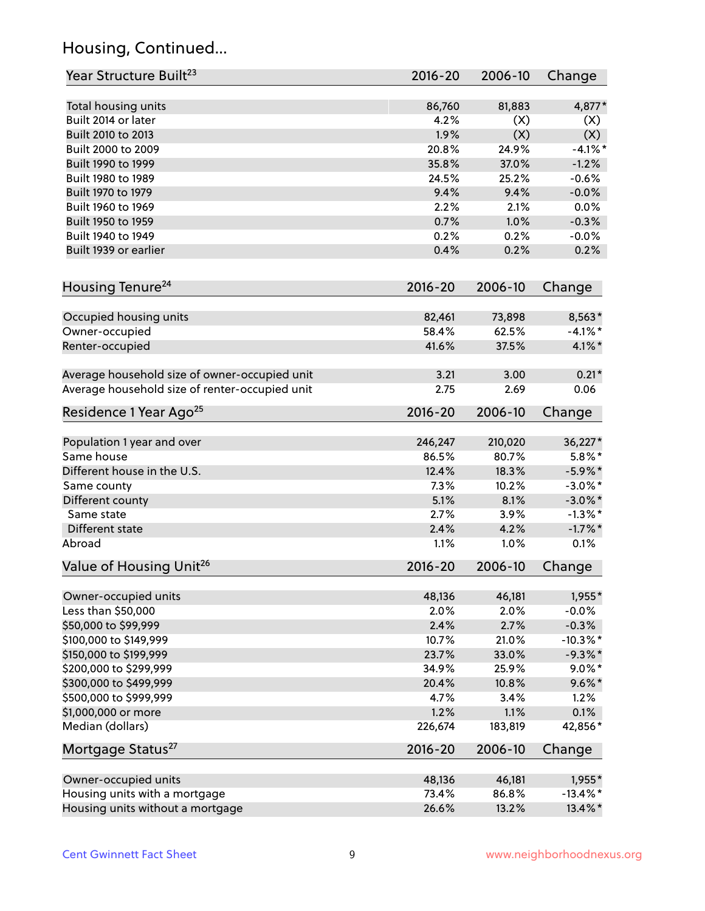## Housing, Continued...

| Year Structure Built[23] | 2016-20 | 2006-10 | Change |
|---|---|---|---|
| Total housing units | 86,760 | 81,883 | 4,877* |
| Built 2014 or later | 4.2% | (X) | (X) |
| Built 2010 to 2013 | 1.9% | (X) | (X) |
| Built 2000 to 2009 | 20.8% | 24.9% | -4.1%* |
| Built 1990 to 1999 | 35.8% | 37.0% | -1.2% |
| Built 1980 to 1989 | 24.5% | 25.2% | -0.6% |
| Built 1970 to 1979 | 9.4% | 9.4% | -0.0% |
| Built 1960 to 1969 | 2.2% | 2.1% | 0.0% |
| Built 1950 to 1959 | 0.7% | 1.0% | -0.3% |
| Built 1940 to 1949 | 0.2% | 0.2% | -0.0% |
| Built 1939 or earlier | 0.4% | 0.2% | 0.2% |

| Housing Tenure[24] | 2016-20 | 2006-10 | Change |
|---|---|---|---|
| Occupied housing units | 82,461 | 73,898 | 8,563* |
| Owner-occupied | 58.4% | 62.5% | -4.1%* |
| Renter-occupied | 41.6% | 37.5% | 4.1%* |
| Average household size of owner-occupied unit | 3.21 | 3.00 | 0.21* |
| Average household size of renter-occupied unit | 2.75 | 2.69 | 0.06 |

| Residence 1 Year Ago[25] | 2016-20 | 2006-10 | Change |
|---|---|---|---|
| Population 1 year and over | 246,247 | 210,020 | 36,227* |
| Same house | 86.5% | 80.7% | 5.8%* |
| Different house in the U.S. | 12.4% | 18.3% | -5.9%* |
| Same county | 7.3% | 10.2% | -3.0%* |
| Different county | 5.1% | 8.1% | -3.0%* |
| Same state | 2.7% | 3.9% | -1.3%* |
| Different state | 2.4% | 4.2% | -1.7%* |
| Abroad | 1.1% | 1.0% | 0.1% |

| Value of Housing Unit[26] | 2016-20 | 2006-10 | Change |
|---|---|---|---|
| Owner-occupied units | 48,136 | 46,181 | 1,955* |
| Less than $50,000 | 2.0% | 2.0% | -0.0% |
| $50,000 to $99,999 | 2.4% | 2.7% | -0.3% |
| $100,000 to $149,999 | 10.7% | 21.0% | -10.3%* |
| $150,000 to $199,999 | 23.7% | 33.0% | -9.3%* |
| $200,000 to $299,999 | 34.9% | 25.9% | 9.0%* |
| $300,000 to $499,999 | 20.4% | 10.8% | 9.6%* |
| $500,000 to $999,999 | 4.7% | 3.4% | 1.2% |
| $1,000,000 or more | 1.2% | 1.1% | 0.1% |
| Median (dollars) | 226,674 | 183,819 | 42,856* |

| Mortgage Status[27] | 2016-20 | 2006-10 | Change |
|---|---|---|---|
| Owner-occupied units | 48,136 | 46,181 | 1,955* |
| Housing units with a mortgage | 73.4% | 86.8% | -13.4%* |
| Housing units without a mortgage | 26.6% | 13.2% | 13.4%* |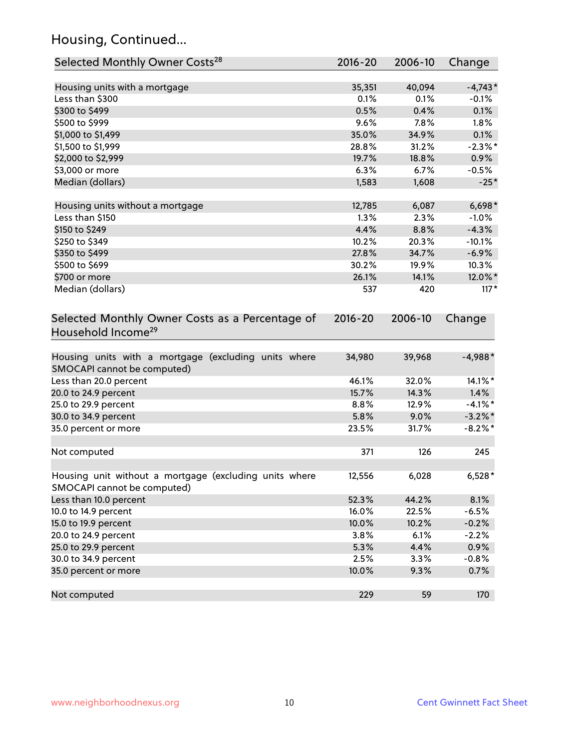## Housing, Continued...

| Selected Monthly Owner Costs[28] | 2016-20 | 2006-10 | Change |
|---|---|---|---|
| Housing units with a mortgage | 35,351 | 40,094 | -4,743* |
| Less than $300 | 0.1% | 0.1% | -0.1% |
| $300 to $499 | 0.5% | 0.4% | 0.1% |
| $500 to $999 | 9.6% | 7.8% | 1.8% |
| $1,000 to $1,499 | 35.0% | 34.9% | 0.1% |
| $1,500 to $1,999 | 28.8% | 31.2% | -2.3%* |
| $2,000 to $2,999 | 19.7% | 18.8% | 0.9% |
| $3,000 or more | 6.3% | 6.7% | -0.5% |
| Median (dollars) | 1,583 | 1,608 | -25* |
| | | | |
| Housing units without a mortgage | 12,785 | 6,087 | 6,698* |
| Less than $150 | 1.3% | 2.3% | -1.0% |
| $150 to $249 | 4.4% | 8.8% | -4.3% |
| $250 to $349 | 10.2% | 20.3% | -10.1% |
| $350 to $499 | 27.8% | 34.7% | -6.9% |
| $500 to $699 | 30.2% | 19.9% | 10.3% |
| $700 or more | 26.1% | 14.1% | 12.0%* |
| Median (dollars) | 537 | 420 | 117* |

| Selected Monthly Owner Costs as a Percentage of Household Income[29] | 2016-20 | 2006-10 | Change |
|---|---|---|---|
| Housing units with a mortgage (excluding units where SMOCAPI cannot be computed) | 34,980 | 39,968 | -4,988* |
| Less than 20.0 percent | 46.1% | 32.0% | 14.1%* |
| 20.0 to 24.9 percent | 15.7% | 14.3% | 1.4% |
| 25.0 to 29.9 percent | 8.8% | 12.9% | -4.1%* |
| 30.0 to 34.9 percent | 5.8% | 9.0% | -3.2%* |
| 35.0 percent or more | 23.5% | 31.7% | -8.2%* |
| | | | |
| Not computed | 371 | 126 | 245 |
| | | | |
| Housing unit without a mortgage (excluding units where SMOCAPI cannot be computed) | 12,556 | 6,028 | 6,528* |
| Less than 10.0 percent | 52.3% | 44.2% | 8.1% |
| 10.0 to 14.9 percent | 16.0% | 22.5% | -6.5% |
| 15.0 to 19.9 percent | 10.0% | 10.2% | -0.2% |
| 20.0 to 24.9 percent | 3.8% | 6.1% | -2.2% |
| 25.0 to 29.9 percent | 5.3% | 4.4% | 0.9% |
| 30.0 to 34.9 percent | 2.5% | 3.3% | -0.8% |
| 35.0 percent or more | 10.0% | 9.3% | 0.7% |
| | | | |
| Not computed | 229 | 59 | 170 |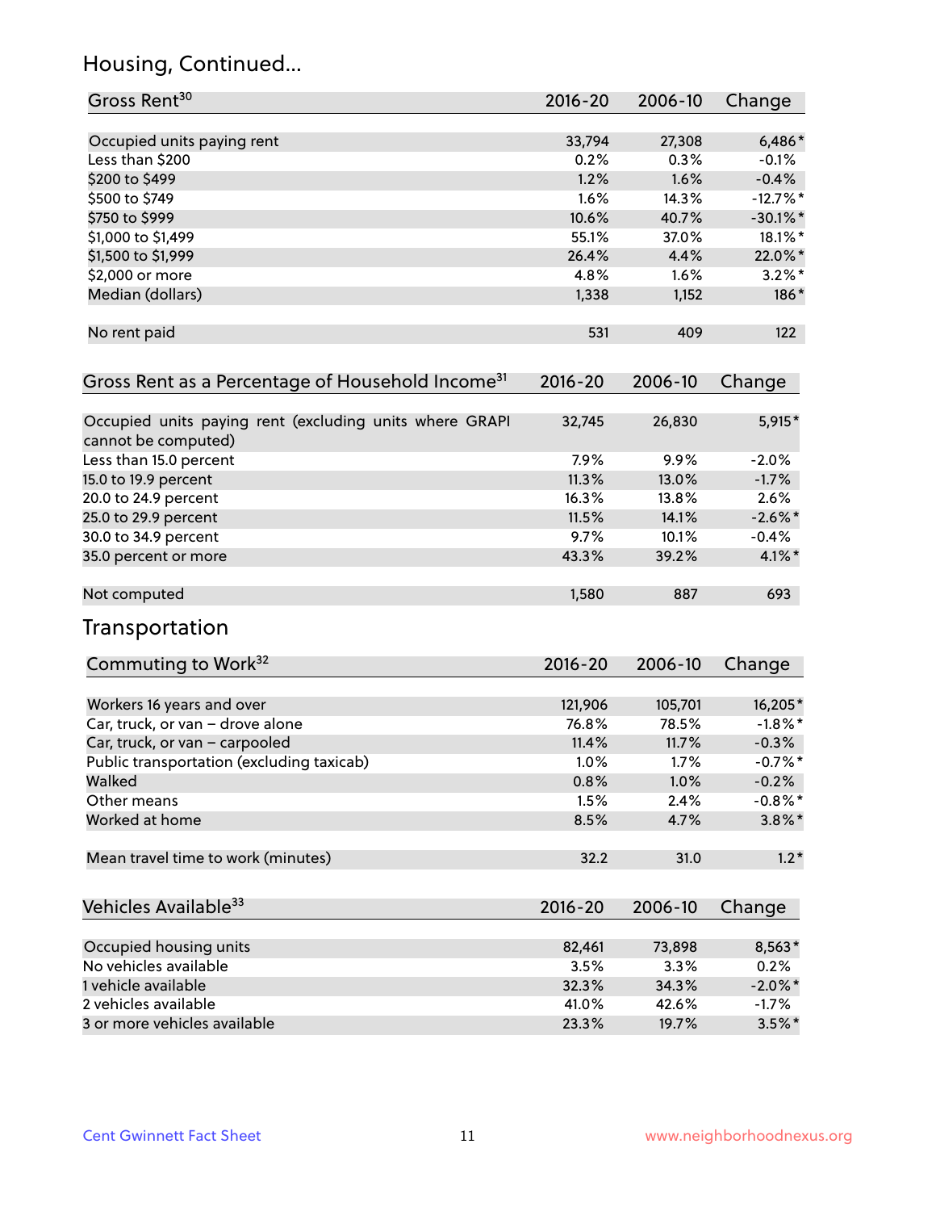## Housing, Continued...

| Gross Rent[30] | 2016-20 | 2006-10 | Change |
|---|---|---|---|
| Occupied units paying rent | 33,794 | 27,308 | 6,486* |
| Less than $200 | 0.2% | 0.3% | -0.1% |
| $200 to $499 | 1.2% | 1.6% | -0.4% |
| $500 to $749 | 1.6% | 14.3% | -12.7%* |
| $750 to $999 | 10.6% | 40.7% | -30.1%* |
| $1,000 to $1,499 | 55.1% | 37.0% | 18.1%* |
| $1,500 to $1,999 | 26.4% | 4.4% | 22.0%* |
| $2,000 or more | 4.8% | 1.6% | 3.2%* |
| Median (dollars) | 1,338 | 1,152 | 186* |
| No rent paid | 531 | 409 | 122 |

| Gross Rent as a Percentage of Household Income[31] | 2016-20 | 2006-10 | Change |
|---|---|---|---|
| Occupied units paying rent (excluding units where GRAPI cannot be computed) | 32,745 | 26,830 | 5,915* |
| Less than 15.0 percent | 7.9% | 9.9% | -2.0% |
| 15.0 to 19.9 percent | 11.3% | 13.0% | -1.7% |
| 20.0 to 24.9 percent | 16.3% | 13.8% | 2.6% |
| 25.0 to 29.9 percent | 11.5% | 14.1% | -2.6%* |
| 30.0 to 34.9 percent | 9.7% | 10.1% | -0.4% |
| 35.0 percent or more | 43.3% | 39.2% | 4.1%* |
| Not computed | 1,580 | 887 | 693 |

## Transportation

| Commuting to Work[32] | 2016-20 | 2006-10 | Change |
|---|---|---|---|
| Workers 16 years and over | 121,906 | 105,701 | 16,205* |
| Car, truck, or van – drove alone | 76.8% | 78.5% | -1.8%* |
| Car, truck, or van – carpooled | 11.4% | 11.7% | -0.3% |
| Public transportation (excluding taxicab) | 1.0% | 1.7% | -0.7%* |
| Walked | 0.8% | 1.0% | -0.2% |
| Other means | 1.5% | 2.4% | -0.8%* |
| Worked at home | 8.5% | 4.7% | 3.8%* |
| Mean travel time to work (minutes) | 32.2 | 31.0 | 1.2* |

| Vehicles Available[33] | 2016-20 | 2006-10 | Change |
|---|---|---|---|
| Occupied housing units | 82,461 | 73,898 | 8,563* |
| No vehicles available | 3.5% | 3.3% | 0.2% |
| 1 vehicle available | 32.3% | 34.3% | -2.0%* |
| 2 vehicles available | 41.0% | 42.6% | -1.7% |
| 3 or more vehicles available | 23.3% | 19.7% | 3.5%* |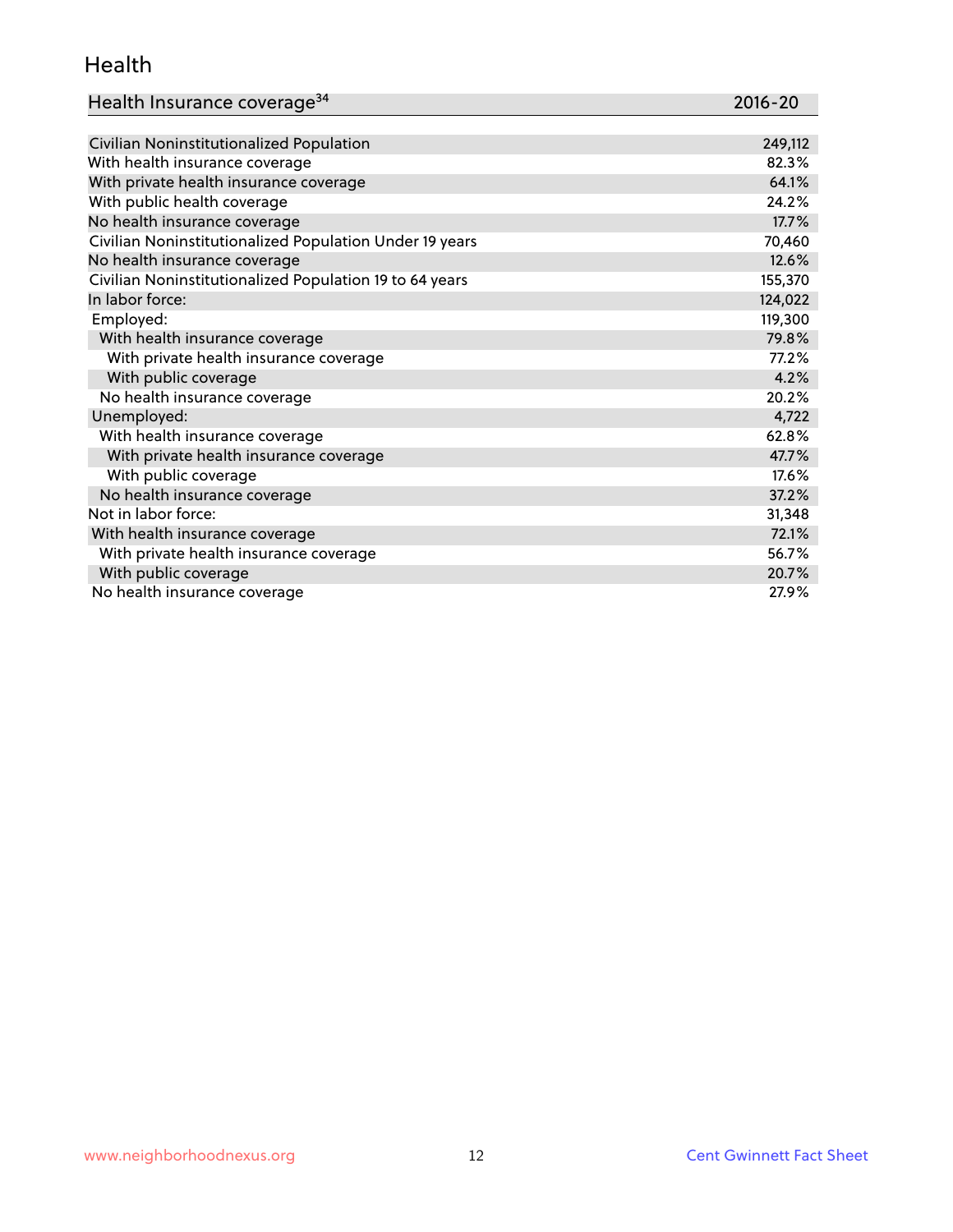## Health

| Health Insurance coverage[34] | 2016-20 |
|---|---|
| Civilian Noninstitutionalized Population | 249,112 |
| With health insurance coverage | 82.3% |
| With private health insurance coverage | 64.1% |
| With public health coverage | 24.2% |
| No health insurance coverage | 17.7% |
| Civilian Noninstitutionalized Population Under 19 years | 70,460 |
| No health insurance coverage | 12.6% |
| Civilian Noninstitutionalized Population 19 to 64 years | 155,370 |
| In labor force: | 124,022 |
| Employed: | 119,300 |
| With health insurance coverage | 79.8% |
| With private health insurance coverage | 77.2% |
| With public coverage | 4.2% |
| No health insurance coverage | 20.2% |
| Unemployed: | 4,722 |
| With health insurance coverage | 62.8% |
| With private health insurance coverage | 47.7% |
| With public coverage | 17.6% |
| No health insurance coverage | 37.2% |
| Not in labor force: | 31,348 |
| With health insurance coverage | 72.1% |
| With private health insurance coverage | 56.7% |
| With public coverage | 20.7% |
| No health insurance coverage | 27.9% |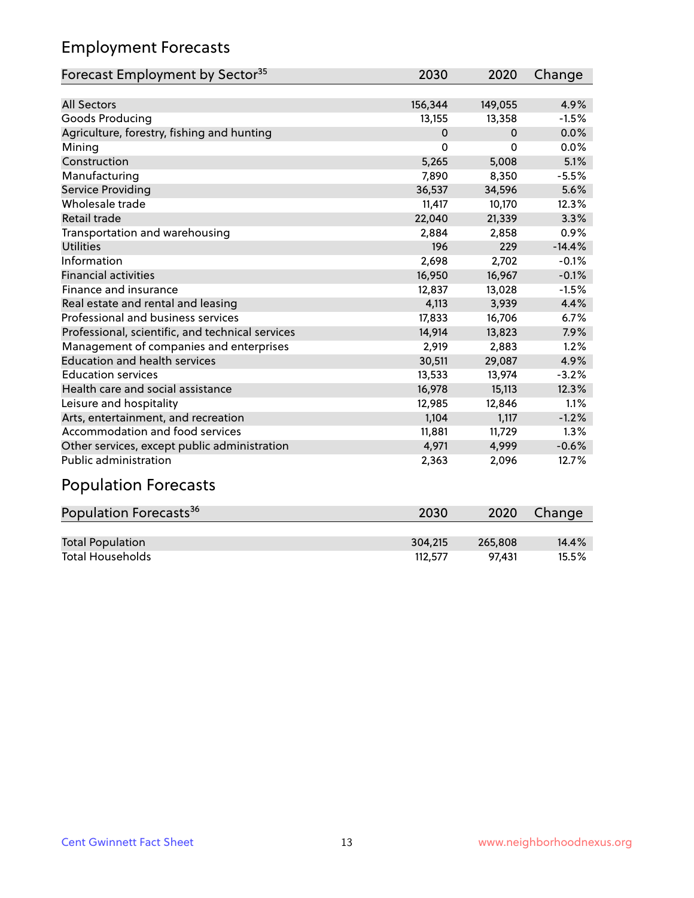## Employment Forecasts

| Forecast Employment by Sector[35] | 2030 | 2020 | Change |
|---|---|---|---|
| All Sectors | 156,344 | 149,055 | 4.9% |
| Goods Producing | 13,155 | 13,358 | -1.5% |
| Agriculture, forestry, fishing and hunting | 0 | 0 | 0.0% |
| Mining | 0 | 0 | 0.0% |
| Construction | 5,265 | 5,008 | 5.1% |
| Manufacturing | 7,890 | 8,350 | -5.5% |
| Service Providing | 36,537 | 34,596 | 5.6% |
| Wholesale trade | 11,417 | 10,170 | 12.3% |
| Retail trade | 22,040 | 21,339 | 3.3% |
| Transportation and warehousing | 2,884 | 2,858 | 0.9% |
| Utilities | 196 | 229 | -14.4% |
| Information | 2,698 | 2,702 | -0.1% |
| Financial activities | 16,950 | 16,967 | -0.1% |
| Finance and insurance | 12,837 | 13,028 | -1.5% |
| Real estate and rental and leasing | 4,113 | 3,939 | 4.4% |
| Professional and business services | 17,833 | 16,706 | 6.7% |
| Professional, scientific, and technical services | 14,914 | 13,823 | 7.9% |
| Management of companies and enterprises | 2,919 | 2,883 | 1.2% |
| Education and health services | 30,511 | 29,087 | 4.9% |
| Education services | 13,533 | 13,974 | -3.2% |
| Health care and social assistance | 16,978 | 15,113 | 12.3% |
| Leisure and hospitality | 12,985 | 12,846 | 1.1% |
| Arts, entertainment, and recreation | 1,104 | 1,117 | -1.2% |
| Accommodation and food services | 11,881 | 11,729 | 1.3% |
| Other services, except public administration | 4,971 | 4,999 | -0.6% |
| Public administration | 2,363 | 2,096 | 12.7% |

## Population Forecasts

| Population Forecasts[36] | 2030 | 2020 | Change |
|---|---|---|---|
| Total Population | 304,215 | 265,808 | 14.4% |
| Total Households | 112,577 | 97,431 | 15.5% |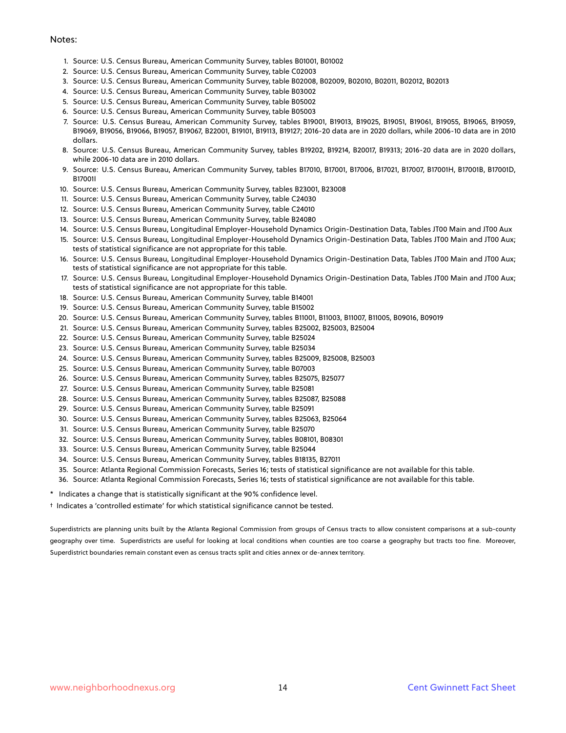Notes:

1. Source: U.S. Census Bureau, American Community Survey, tables B01001, B01002
2. Source: U.S. Census Bureau, American Community Survey, table C02003
3. Source: U.S. Census Bureau, American Community Survey, table B02008, B02009, B02010, B02011, B02012, B02013
4. Source: U.S. Census Bureau, American Community Survey, table B03002
5. Source: U.S. Census Bureau, American Community Survey, table B05002
6. Source: U.S. Census Bureau, American Community Survey, table B05003
7. Source: U.S. Census Bureau, American Community Survey, tables B19001, B19013, B19025, B19051, B19061, B19055, B19065, B19059, B19069, B19056, B19066, B19057, B19067, B22001, B19101, B19113, B19127; 2016-20 data are in 2020 dollars, while 2006-10 data are in 2010 dollars.
8. Source: U.S. Census Bureau, American Community Survey, tables B19202, B19214, B20017, B19313; 2016-20 data are in 2020 dollars, while 2006-10 data are in 2010 dollars.
9. Source: U.S. Census Bureau, American Community Survey, tables B17010, B17001, B17006, B17021, B17007, B17001H, B17001B, B17001D, B17001I
10. Source: U.S. Census Bureau, American Community Survey, tables B23001, B23008
11. Source: U.S. Census Bureau, American Community Survey, table C24030
12. Source: U.S. Census Bureau, American Community Survey, table C24010
13. Source: U.S. Census Bureau, American Community Survey, table B24080
14. Source: U.S. Census Bureau, Longitudinal Employer-Household Dynamics Origin-Destination Data, Tables JT00 Main and JT00 Aux
15. Source: U.S. Census Bureau, Longitudinal Employer-Household Dynamics Origin-Destination Data, Tables JT00 Main and JT00 Aux; tests of statistical significance are not appropriate for this table.
16. Source: U.S. Census Bureau, Longitudinal Employer-Household Dynamics Origin-Destination Data, Tables JT00 Main and JT00 Aux; tests of statistical significance are not appropriate for this table.
17. Source: U.S. Census Bureau, Longitudinal Employer-Household Dynamics Origin-Destination Data, Tables JT00 Main and JT00 Aux; tests of statistical significance are not appropriate for this table.
18. Source: U.S. Census Bureau, American Community Survey, table B14001
19. Source: U.S. Census Bureau, American Community Survey, table B15002
20. Source: U.S. Census Bureau, American Community Survey, tables B11001, B11003, B11007, B11005, B09016, B09019
21. Source: U.S. Census Bureau, American Community Survey, tables B25002, B25003, B25004
22. Source: U.S. Census Bureau, American Community Survey, table B25024
23. Source: U.S. Census Bureau, American Community Survey, table B25034
24. Source: U.S. Census Bureau, American Community Survey, tables B25009, B25008, B25003
25. Source: U.S. Census Bureau, American Community Survey, table B07003
26. Source: U.S. Census Bureau, American Community Survey, tables B25075, B25077
27. Source: U.S. Census Bureau, American Community Survey, table B25081
28. Source: U.S. Census Bureau, American Community Survey, tables B25087, B25088
29. Source: U.S. Census Bureau, American Community Survey, table B25091
30. Source: U.S. Census Bureau, American Community Survey, tables B25063, B25064
31. Source: U.S. Census Bureau, American Community Survey, table B25070
32. Source: U.S. Census Bureau, American Community Survey, tables B08101, B08301
33. Source: U.S. Census Bureau, American Community Survey, table B25044
34. Source: U.S. Census Bureau, American Community Survey, tables B18135, B27011
35. Source: Atlanta Regional Commission Forecasts, Series 16; tests of statistical significance are not available for this table.
36. Source: Atlanta Regional Commission Forecasts, Series 16; tests of statistical significance are not available for this table.

\* Indicates a change that is statistically significant at the 90% confidence level.

† Indicates a 'controlled estimate' for which statistical significance cannot be tested.

Superdistricts are planning units built by the Atlanta Regional Commission from groups of Census tracts to allow consistent comparisons at a sub-county geography over time. Superdistricts are useful for looking at local conditions when counties are too coarse a geography but tracts too fine. Moreover, Superdistrict boundaries remain constant even as census tracts split and cities annex or de-annex territory.